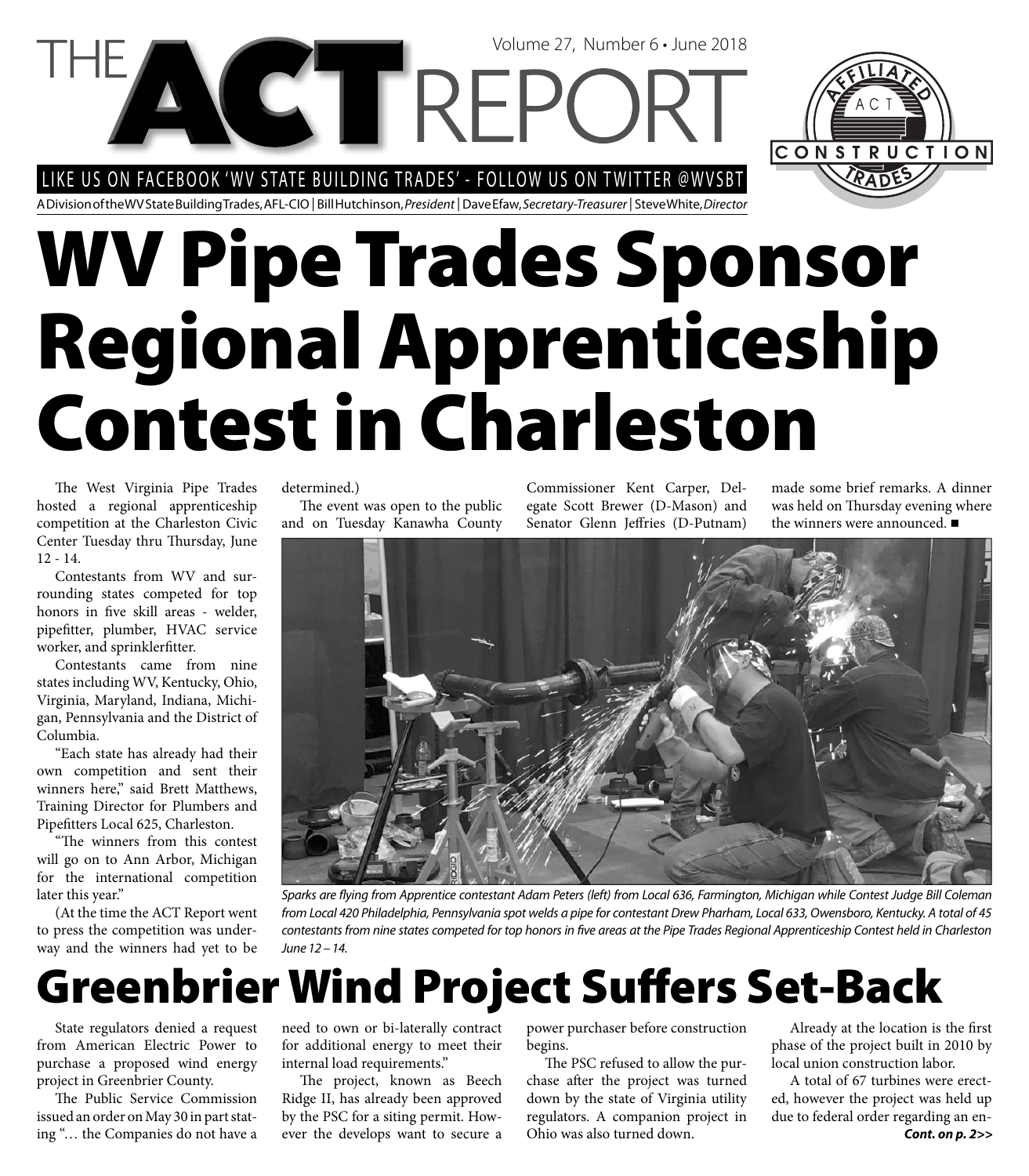# THE ACT REPORT

LIKE US ON FACEBOOK 'WV STATE BUILDING TRADES' - FOLLOW US ON TWITTER @WVSBT

A Division of the WV State Building Trades, AFL-CIO | Bill Hutchinson, *President* | Dave Efaw, *Secretary-Treasurer* | Steve White, *Director*

# WV Pipe Trades Sponsor Regional Apprenticeship Contest in Charleston

The West Virginia Pipe Trades hosted a regional apprenticeship competition at the Charleston Civic Center Tuesday thru Thursday, June 12 - 14.

Contestants from WV and surrounding states competed for top honors in five skill areas - welder, pipefitter, plumber, HVAC service worker, and sprinklerfitter.

Contestants came from nine states including WV, Kentucky, Ohio, Virginia, Maryland, Indiana, Michigan, Pennsylvania and the District of Columbia.

"Each state has already had their own competition and sent their winners here," said Brett Matthews, Training Director for Plumbers and Pipefitters Local 625, Charleston.

"The winners from this contest will go on to Ann Arbor, Michigan for the international competition later this year."

(At the time the ACT Report went to press the competition was underway and the winners had yet to be determined.)

The event was open to the public and on Tuesday Kanawha County Commissioner Kent Carper, Delegate Scott Brewer (D-Mason) and Senator Glenn Jeffries (D-Putnam) made some brief remarks. A dinner was held on Thursday evening where the winners were announced. ■

*Sparks are flying from Apprentice contestant Adam Peters (left) from Local 636, Farmington, Michigan while Contest Judge Bill Coleman from Local 420 Philadelphia, Pennsylvania spot welds a pipe for contestant Drew Pharham, Local 633, Owensboro, Kentucky. A total of 45 contestants from nine states competed for top honors in five areas at the Pipe Trades Regional Apprenticeship Contest held in Charleston June 12 – 14.*

# Greenbrier Wind Project Suffers Set-Back

State regulators denied a request from American Electric Power to purchase a proposed wind energy project in Greenbrier County.

The Public Service Commission issued an order on May 30 in part stating "… the Companies do not have a need to own or bi-laterally contract for additional energy to meet their internal load requirements."

The project, known as Beech Ridge II, has already been approved by the PSC for a siting permit. However the develops want to secure a power purchaser before construction begins.

The PSC refused to allow the purchase after the project was turned down by the state of Virginia utility regulators. A companion project in Ohio was also turned down.

Already at the location is the first phase of the project built in 2010 by local union construction labor.

A total of 67 turbines were erected, however the project was held up due to federal order regarding an en-

***Cont. on p. 2>>***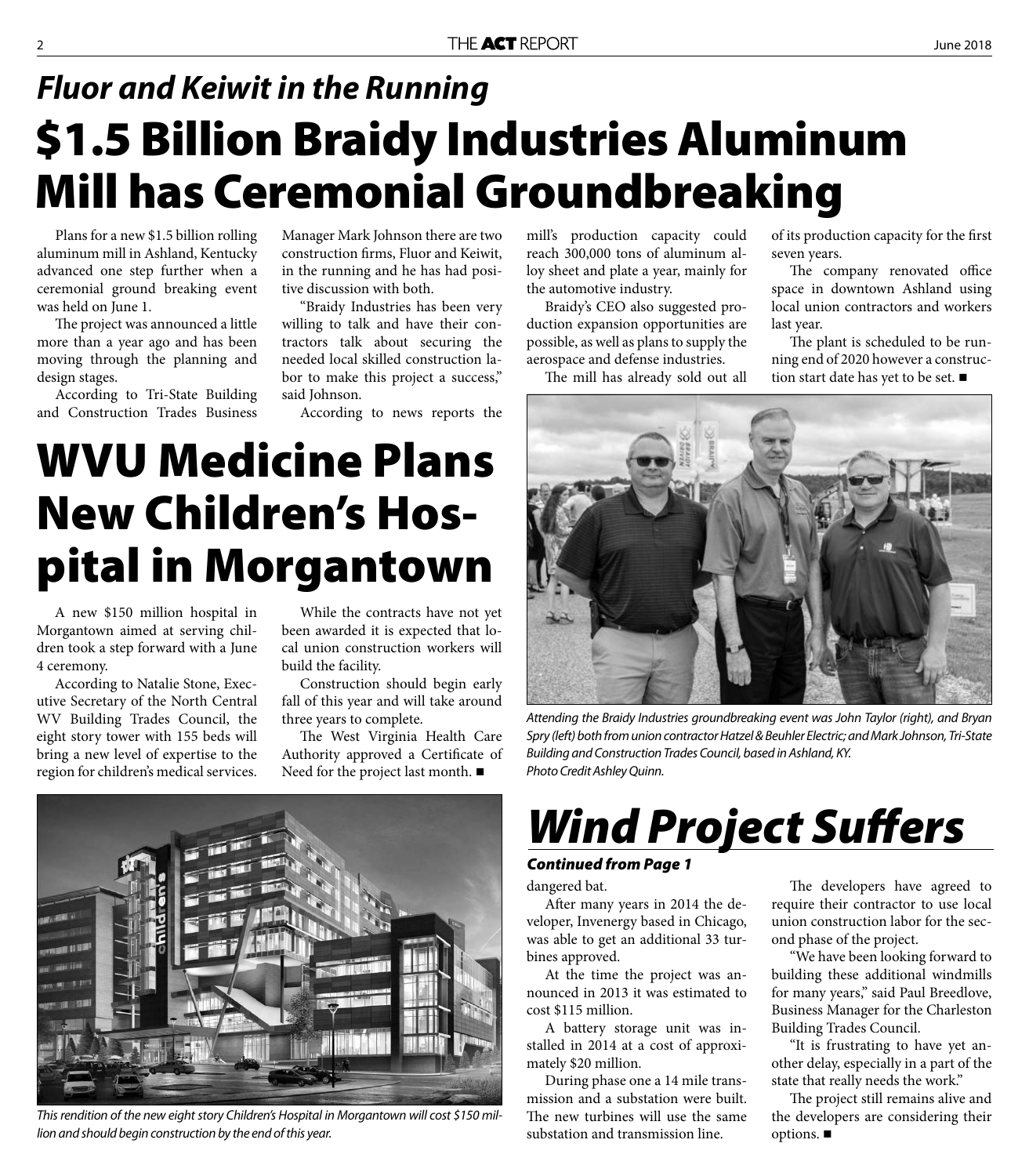## *Fluor and Keiwit in the Running*

# $1.5 Billion Braidy Industries Aluminum Mill has Ceremonial Groundbreaking

Plans for a new $1.5 billion rolling aluminum mill in Ashland, Kentucky advanced one step further when a ceremonial ground breaking event was held on June 1.

The project was announced a little more than a year ago and has been moving through the planning and design stages.

According to Tri-State Building and Construction Trades Business Manager Mark Johnson there are two construction firms, Fluor and Keiwit, in the running and he has had positive discussion with both.

"Braidy Industries has been very willing to talk and have their contractors talk about securing the needed local skilled construction labor to make this project a success," said Johnson.

According to news reports the mill's production capacity could reach 300,000 tons of aluminum alloy sheet and plate a year, mainly for the automotive industry.

Braidy's CEO also suggested production expansion opportunities are possible, as well as plans to supply the aerospace and defense industries.

The mill has already sold out all of its production capacity for the first seven years.

The company renovated office space in downtown Ashland using local union contractors and workers last year.

The plant is scheduled to be running end of 2020 however a construction start date has yet to be set. ■

*Attending the Braidy Industries groundbreaking event was John Taylor (right), and Bryan Spry (left) both from union contractor Hatzel & Beuhler Electric; and Mark Johnson, Tri-State Building and Construction Trades Council, based in Ashland, KY. Photo Credit Ashley Quinn.*

# WVU Medicine Plans New Children's Hospital in Morgantown

A new $150 million hospital in Morgantown aimed at serving children took a step forward with a June 4 ceremony.

According to Natalie Stone, Executive Secretary of the North Central WV Building Trades Council, the eight story tower with 155 beds will bring a new level of expertise to the region for children's medical services.

While the contracts have not yet been awarded it is expected that local union construction workers will build the facility.

Construction should begin early fall of this year and will take around three years to complete.

The West Virginia Health Care Authority approved a Certificate of Need for the project last month. ■

*This rendition of the new eight story Children's Hospital in Morgantown will cost $150 million and should begin construction by the end of this year.*

# *Wind Project Suffers*

***Continued from Page 1***

dangered bat.

After many years in 2014 the developer, Invenergy based in Chicago, was able to get an additional 33 turbines approved.

At the time the project was announced in 2013 it was estimated to cost $115 million.

A battery storage unit was installed in 2014 at a cost of approximately $20 million.

During phase one a 14 mile transmission and a substation were built. The new turbines will use the same substation and transmission line.

The developers have agreed to require their contractor to use local union construction labor for the second phase of the project.

"We have been looking forward to building these additional windmills for many years," said Paul Breedlove, Business Manager for the Charleston Building Trades Council.

"It is frustrating to have yet another delay, especially in a part of the state that really needs the work."

The project still remains alive and the developers are considering their options. ■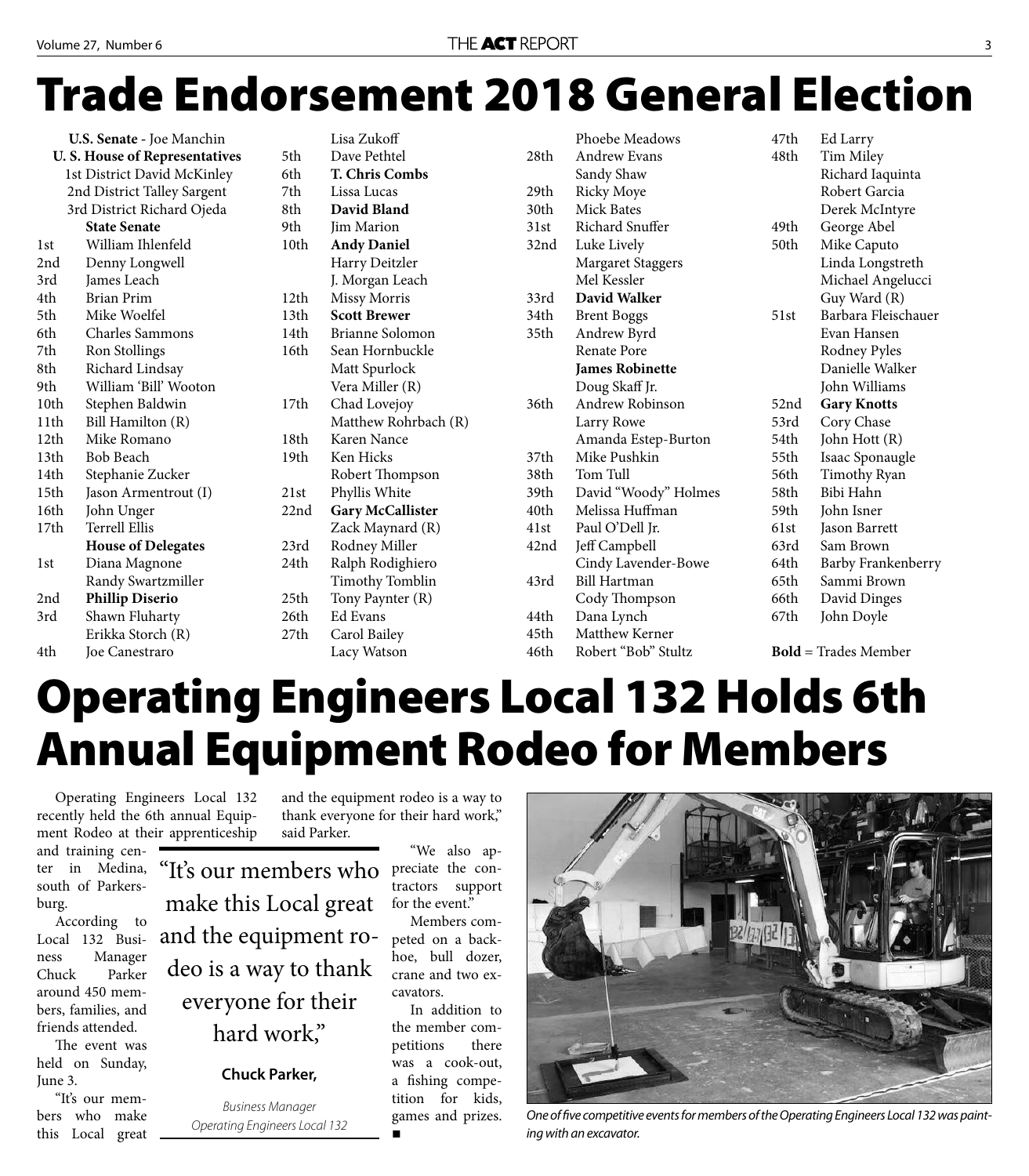# Trade Endorsement 2018 General Election

**U.S. Senate** - Joe Manchin

**U. S. House of Representatives**

1st District David McKinley
2nd District Talley Sargent
3rd District Richard Ojeda

**State Senate**

| District | Candidate |
|---|---|
| 1st | William Ihlenfeld |
| 2nd | Denny Longwell |
| 3rd | James Leach |
| 4th | Brian Prim |
| 5th | Mike Woelfel |
| 6th | Charles Sammons |
| 7th | Ron Stollings |
| 8th | Richard Lindsay |
| 9th | William 'Bill' Wooton |
| 10th | Stephen Baldwin |
| 11th | Bill Hamilton (R) |
| 12th | Mike Romano |
| 13th | Bob Beach |
| 14th | Stephanie Zucker |
| 15th | Jason Armentrout (I) |
| 16th | John Unger |
| 17th | Terrell Ellis |

**House of Delegates**

| District | Candidate |
|---|---|
| 1st | Diana Magnone |
| | Randy Swartzmiller |
| 2nd | **Phillip Diserio** |
| 3rd | Shawn Fluharty |
| | Erikka Storch (R) |
| 4th | Joe Canestraro |
| | Lisa Zukoff |
| 5th | Dave Pethtel |
| 6th | **T. Chris Combs** |
| 7th | Lissa Lucas |
| 8th | **David Bland** |
| 9th | Jim Marion |
| 10th | **Andy Daniel** |
| | Harry Deitzler |
| | J. Morgan Leach |
| 12th | Missy Morris |
| 13th | **Scott Brewer** |
| 14th | Brianne Solomon |
| 16th | Sean Hornbuckle |
| | Matt Spurlock |
| | Vera Miller (R) |
| 17th | Chad Lovejoy |
| | Matthew Rohrbach (R) |
| 18th | Karen Nance |
| 19th | Ken Hicks |
| | Robert Thompson |
| 21st | Phyllis White |
| 22nd | **Gary McCallister** |
| | Zack Maynard (R) |
| 23rd | Rodney Miller |
| 24th | Ralph Rodighiero |
| | Timothy Tomblin |
| 25th | Tony Paynter (R) |
| 26th | Ed Evans |
| 27th | Carol Bailey |
| | Lacy Watson |
| | Phoebe Meadows |
| 28th | Andrew Evans |
| | Sandy Shaw |
| 29th | Ricky Moye |
| 30th | Mick Bates |
| 31st | Richard Snuffer |
| 32nd | Luke Lively |
| | Margaret Staggers |
| | Mel Kessler |
| 33rd | **David Walker** |
| 34th | Brent Boggs |
| 35th | Andrew Byrd |
| | Renate Pore |
| | **James Robinette** |
| | Doug Skaff Jr. |
| 36th | Andrew Robinson |
| | Larry Rowe |
| | Amanda Estep-Burton |
| 37th | Mike Pushkin |
| 38th | Tom Tull |
| 39th | David "Woody" Holmes |
| 40th | Melissa Huffman |
| 41st | Paul O'Dell Jr. |
| 42nd | Jeff Campbell |
| | Cindy Lavender-Bowe |
| 43rd | Bill Hartman |
| | Cody Thompson |
| 44th | Dana Lynch |
| 45th | Matthew Kerner |
| 46th | Robert "Bob" Stultz |
| 47th | Ed Larry |
| 48th | Tim Miley |
| | Richard Iaquinta |
| | Robert Garcia |
| | Derek McIntyre |
| 49th | George Abel |
| 50th | Mike Caputo |
| | Linda Longstreth |
| | Michael Angelucci |
| | Guy Ward (R) |
| 51st | Barbara Fleischauer |
| | Evan Hansen |
| | Rodney Pyles |
| | Danielle Walker |
| | John Williams |
| 52nd | **Gary Knotts** |
| 53rd | Cory Chase |
| 54th | John Hott (R) |
| 55th | Isaac Sponaugle |
| 56th | Timothy Ryan |
| 58th | Bibi Hahn |
| 59th | John Isner |
| 61st | Jason Barrett |
| 63rd | Sam Brown |
| 64th | Barby Frankenberry |
| 65th | Sammi Brown |
| 66th | David Dinges |
| 67th | John Doyle |

**Bold** = Trades Member

# Operating Engineers Local 132 Holds 6th Annual Equipment Rodeo for Members

Operating Engineers Local 132 recently held the 6th annual Equipment Rodeo at their apprenticeship and training center in Medina, south of Parkersburg.

According to Local 132 Business Manager Chuck Parker around 450 members, families, and friends attended.

The event was held on Sunday, June 3.

"It's our members who make this Local great and the equipment rodeo is a way to thank everyone for their hard work," said Parker.

> "It's our members who make this Local great and the equipment rodeo is a way to thank everyone for their hard work,"
>
> **Chuck Parker,**
>
> *Business Manager Operating Engineers Local 132*

"We also appreciate the contractors support for the event."

Members competed on a backhoe, bull dozer, crane and two excavators.

In addition to the member competitions there was a cook-out, a fishing competition for kids, games and prizes. ■

*One of five competitive events for members of the Operating Engineers Local 132 was painting with an excavator.*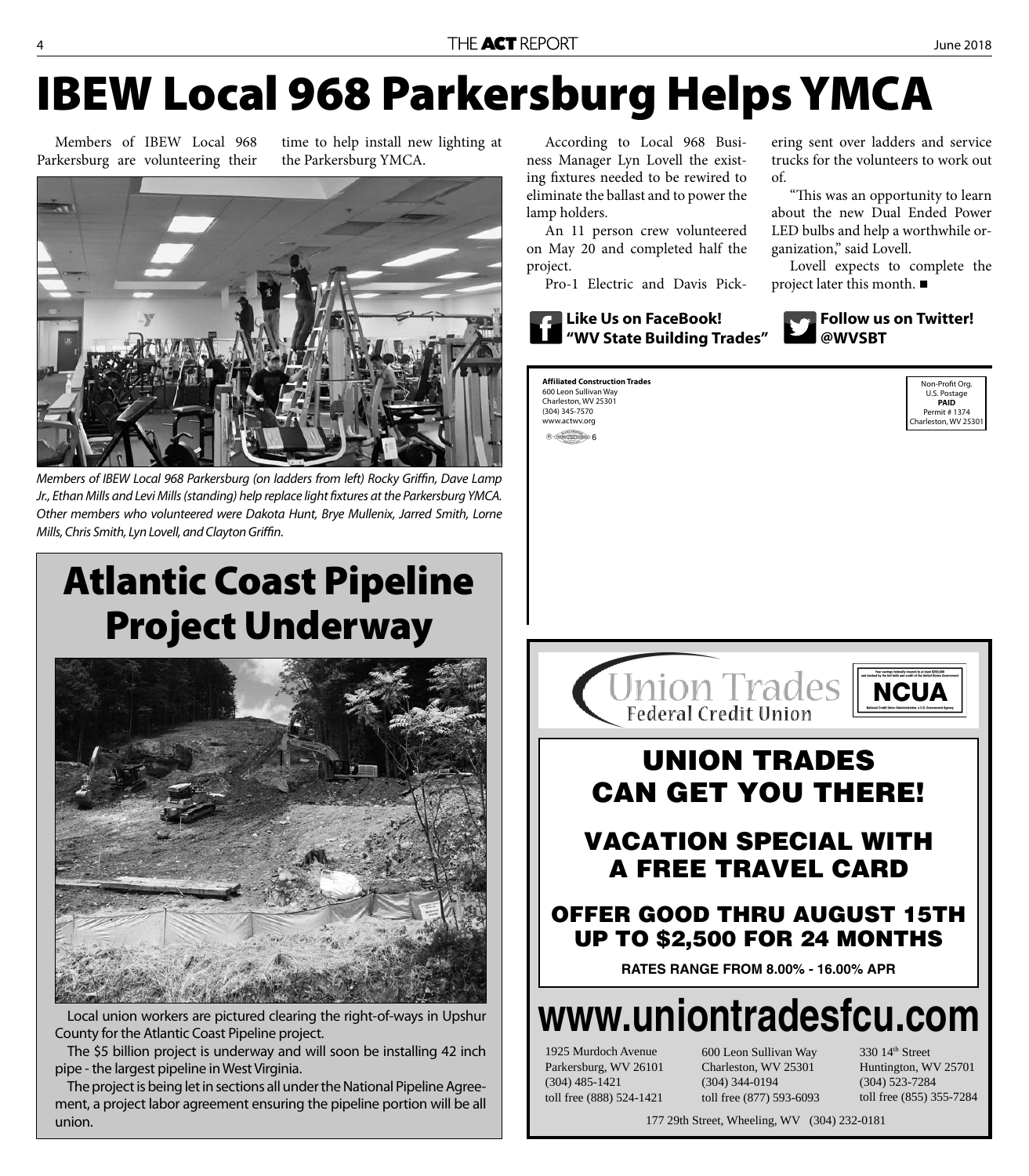# IBEW Local 968 Parkersburg Helps YMCA

Members of IBEW Local 968 Parkersburg are volunteering their time to help install new lighting at the Parkersburg YMCA.

*Members of IBEW Local 968 Parkersburg (on ladders from left) Rocky Griffin, Dave Lamp Jr., Ethan Mills and Levi Mills (standing) help replace light fixtures at the Parkersburg YMCA. Other members who volunteered were Dakota Hunt, Brye Mullenix, Jarred Smith, Lorne Mills, Chris Smith, Lyn Lovell, and Clayton Griffin.*

According to Local 968 Business Manager Lyn Lovell the existing fixtures needed to be rewired to eliminate the ballast and to power the lamp holders.

An 11 person crew volunteered on May 20 and completed half the project.

Pro-1 Electric and Davis Pickering sent over ladders and service trucks for the volunteers to work out of.

"This was an opportunity to learn about the new Dual Ended Power LED bulbs and help a worthwhile organization," said Lovell.

Lovell expects to complete the project later this month. ■

**Like Us on FaceBook! "WV State Building Trades"**

**Follow us on Twitter! @WVSBT**

**Affiliated Construction Trades**
600 Leon Sullivan Way
Charleston, WV 25301
(304) 345-7570
www.actwv.org

Non-Profit Org.
U.S. Postage
**PAID**
Permit # 1374
Charleston, WV 25301

## Atlantic Coast Pipeline Project Underway

Local union workers are pictured clearing the right-of-ways in Upshur County for the Atlantic Coast Pipeline project.

The $5 billion project is underway and will soon be installing 42 inch pipe - the largest pipeline in West Virginia.

The project is being let in sections all under the National Pipeline Agreement, a project labor agreement ensuring the pipeline portion will be all union.

Union Trades Federal Credit Union

NCUA

## UNION TRADES CAN GET YOU THERE!

### VACATION SPECIAL WITH A FREE TRAVEL CARD

### OFFER GOOD THRU AUGUST 15TH UP TO $2,500 FOR 24 MONTHS

**RATES RANGE FROM 8.00% - 16.00% APR**

# www.uniontradesfcu.com

1925 Murdoch Avenue
Parkersburg, WV 26101
(304) 485-1421
toll free (888) 524-1421

600 Leon Sullivan Way
Charleston, WV 25301
(304) 344-0194
toll free (877) 593-6093

330 14th Street
Huntington, WV 25701
(304) 523-7284
toll free (855) 355-7284

177 29th Street, Wheeling, WV (304) 232-0181